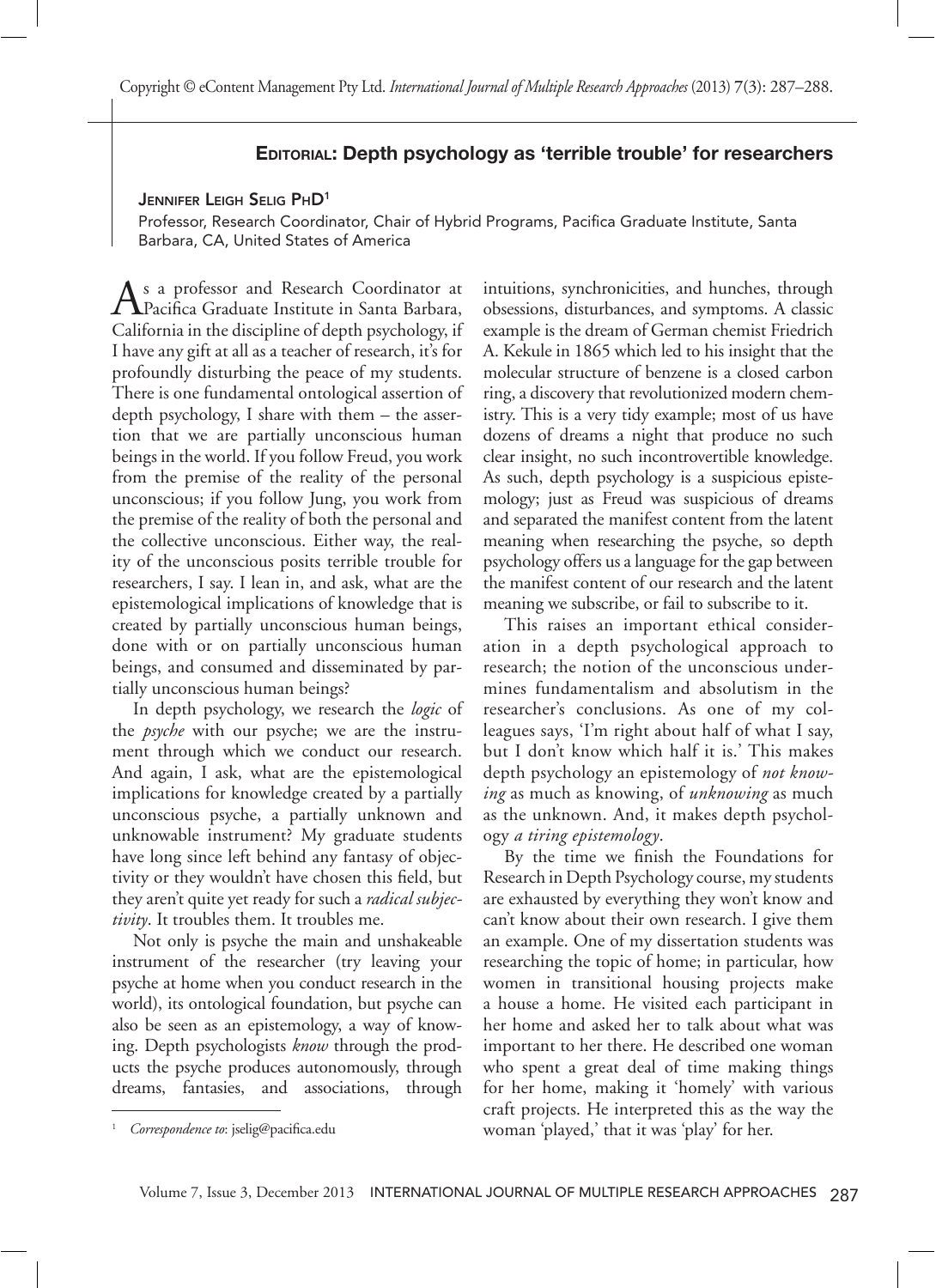## Editorial: Depth psychology as 'terrible trouble' for researchers

**Jennifer Leigh Selig PhD**[1]

Professor, Research Coordinator, Chair of Hybrid Programs, Pacifica Graduate Institute, Santa Barbara, CA, United States of America

As a professor and Research Coordinator at Pacifica Graduate Institute in Santa Barbara, California in the discipline of depth psychology, if I have any gift at all as a teacher of research, it's for profoundly disturbing the peace of my students. There is one fundamental ontological assertion of depth psychology, I share with them – the assertion that we are partially unconscious human beings in the world. If you follow Freud, you work from the premise of the reality of the personal unconscious; if you follow Jung, you work from the premise of the reality of both the personal and the collective unconscious. Either way, the reality of the unconscious posits terrible trouble for researchers, I say. I lean in, and ask, what are the epistemological implications of knowledge that is created by partially unconscious human beings, done with or on partially unconscious human beings, and consumed and disseminated by partially unconscious human beings?

In depth psychology, we research the *logic* of the *psyche* with our psyche; we are the instrument through which we conduct our research. And again, I ask, what are the epistemological implications for knowledge created by a partially unconscious psyche, a partially unknown and unknowable instrument? My graduate students have long since left behind any fantasy of objectivity or they wouldn't have chosen this field, but they aren't quite yet ready for such a *radical subjectivity*. It troubles them. It troubles me.

Not only is psyche the main and unshakeable instrument of the researcher (try leaving your psyche at home when you conduct research in the world), its ontological foundation, but psyche can also be seen as an epistemology, a way of knowing. Depth psychologists *know* through the products the psyche produces autonomously, through dreams, fantasies, and associations, through intuitions, synchronicities, and hunches, through obsessions, disturbances, and symptoms. A classic example is the dream of German chemist Friedrich A. Kekule in 1865 which led to his insight that the molecular structure of benzene is a closed carbon ring, a discovery that revolutionized modern chemistry. This is a very tidy example; most of us have dozens of dreams a night that produce no such clear insight, no such incontrovertible knowledge. As such, depth psychology is a suspicious epistemology; just as Freud was suspicious of dreams and separated the manifest content from the latent meaning when researching the psyche, so depth psychology offers us a language for the gap between the manifest content of our research and the latent meaning we subscribe, or fail to subscribe to it.

This raises an important ethical consideration in a depth psychological approach to research; the notion of the unconscious undermines fundamentalism and absolutism in the researcher's conclusions. As one of my colleagues says, 'I'm right about half of what I say, but I don't know which half it is.' This makes depth psychology an epistemology of *not knowing* as much as knowing, of *unknowing* as much as the unknown. And, it makes depth psychology *a tiring epistemology*.

By the time we finish the Foundations for Research in Depth Psychology course, my students are exhausted by everything they won't know and can't know about their own research. I give them an example. One of my dissertation students was researching the topic of home; in particular, how women in transitional housing projects make a house a home. He visited each participant in her home and asked her to talk about what was important to her there. He described one woman who spent a great deal of time making things for her home, making it 'homely' with various craft projects. He interpreted this as the way the woman 'played,' that it was 'play' for her.

[1] *Correspondence to*: jselig@pacifica.edu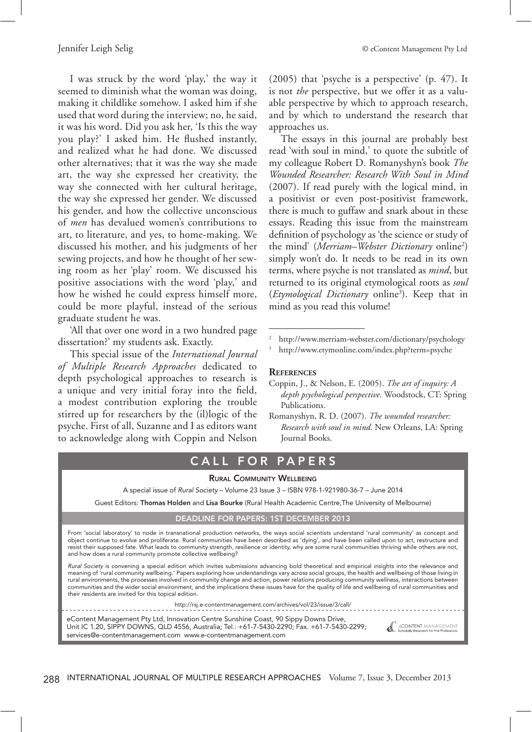I was struck by the word 'play,' the way it seemed to diminish what the woman was doing, making it childlike somehow. I asked him if she used that word during the interview; no, he said, it was his word. Did you ask her, 'Is this the way you play?' I asked him. He flushed instantly, and realized what he had done. We discussed other alternatives; that it was the way she made art, the way she expressed her creativity, the way she connected with her cultural heritage, the way she expressed her gender. We discussed his gender, and how the collective unconscious of *men* has devalued women's contributions to art, to literature, and yes, to home-making. We discussed his mother, and his judgments of her sewing projects, and how he thought of her sewing room as her 'play' room. We discussed his positive associations with the word 'play,' and how he wished he could express himself more, could be more playful, instead of the serious graduate student he was.

'All that over one word in a two hundred page dissertation?' my students ask. Exactly.

This special issue of the *International Journal of Multiple Research Approaches* dedicated to depth psychological approaches to research is a unique and very initial foray into the field, a modest contribution exploring the trouble stirred up for researchers by the (il)logic of the psyche. First of all, Suzanne and I as editors want to acknowledge along with Coppin and Nelson (2005) that 'psyche is a perspective' (p. 47). It is not *the* perspective, but we offer it as a valuable perspective by which to approach research, and by which to understand the research that approaches us.

The essays in this journal are probably best read 'with soul in mind,' to quote the subtitle of my colleague Robert D. Romanyshyn's book *The Wounded Researcher: Research With Soul in Mind* (2007). If read purely with the logical mind, in a positivist or even post-positivist framework, there is much to guffaw and snark about in these essays. Reading this issue from the mainstream definition of psychology as 'the science or study of the mind' (*Merriam–Webster Dictionary* online[2]) simply won't do. It needs to be read in its own terms, where psyche is not translated as *mind*, but returned to its original etymological roots as *soul* (*Etymological Dictionary* online[3]). Keep that in mind as you read this volume!

[2] http://www.merriam-webster.com/dictionary/psychology

[3] http://www.etymonline.com/index.php?term=psyche

## References

Coppin, J., & Nelson, E. (2005). *The art of inquiry: A depth psychological perspective*. Woodstock, CT: Spring Publications.

Romanyshyn, R. D. (2007). *The wounded researcher: Research with soul in mind*. New Orleans, LA: Spring Journal Books.

## CALL FOR PAPERS

### Rural Community Wellbeing

A special issue of *Rural Society* – Volume 23 Issue 3 – ISBN 978-1-921980-36-7 – June 2014

Guest Editors: **Thomas Holden** and **Lisa Bourke** (Rural Health Academic Centre,The University of Melbourne)

**DEADLINE FOR PAPERS: 1ST DECEMBER 2013**

From 'social laboratory' to node in transnational production networks, the ways social scientists understand 'rural community' as concept and object continue to evolve and proliferate. Rural communities have been described as 'dying', and have been called upon to act, restructure and resist their supposed fate. What leads to community strength, resilience or identity, why are some rural communities thriving while others are not, and how does a rural community promote collective wellbeing?

*Rural Society* is convening a special edition which invites submissions advancing bold theoretical and empirical insights into the relevance and meaning of 'rural community wellbeing.' Papers exploring how understandings vary across social groups, the health and wellbeing of those living in rural environments, the processes involved in community change and action, power relations producing community wellness, interactions between communities and the wider social environment, and the implications these issues have for the quality of life and wellbeing of rural communities and their residents are invited for this topical edition.

http://rsj.e-contentmanagement.com/archives/vol/23/issue/3/call/

eContent Management Pty Ltd, Innovation Centre Sunshine Coast, 90 Sippy Downs Drive, Unit IC 1.20, SIPPY DOWNS, QLD 4556, Australia; Tel.: +61-7-5430-2290; Fax. +61-7-5430-2299; services@e-contentmanagement.com www.e-contentmanagement.com